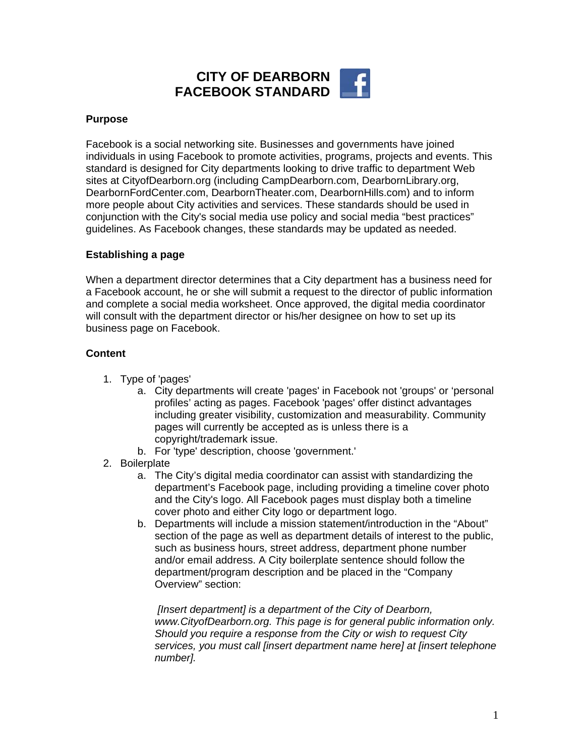# CITY OF DEARBORN FACEBOOK STANDARD

**Purpose**

Facebook is a social networking site. Businesses and governments have joined individuals in using Facebook to promote activities, programs, projects and events. This standard is designed for City departments looking to drive traffic to department Web sites at CityofDearborn.org (including CampDearborn.com, DearbornLibrary.org, DearbornFordCenter.com, DearbornTheater.com, DearbornHills.com) and to inform more people about City activities and services. These standards should be used in conjunction with the City's social media use policy and social media "best practices" guidelines. As Facebook changes, these standards may be updated as needed.

**Establishing a page**

When a department director determines that a City department has a business need for a Facebook account, he or she will submit a request to the director of public information and complete a social media worksheet. Once approved, the digital media coordinator will consult with the department director or his/her designee on how to set up its business page on Facebook.

**Content**

1. Type of 'pages'
   a. City departments will create 'pages' in Facebook not 'groups' or 'personal profiles' acting as pages. Facebook 'pages' offer distinct advantages including greater visibility, customization and measurability. Community pages will currently be accepted as is unless there is a copyright/trademark issue.
   b. For 'type' description, choose 'government.'
2. Boilerplate
   a. The City's digital media coordinator can assist with standardizing the department's Facebook page, including providing a timeline cover photo and the City's logo. All Facebook pages must display both a timeline cover photo and either City logo or department logo.
   b. Departments will include a mission statement/introduction in the "About" section of the page as well as department details of interest to the public, such as business hours, street address, department phone number and/or email address. A City boilerplate sentence should follow the department/program description and be placed in the "Company Overview" section:

      *[Insert department] is a department of the City of Dearborn, www.CityofDearborn.org. This page is for general public information only. Should you require a response from the City or wish to request City services, you must call [insert department name here] at [insert telephone number].*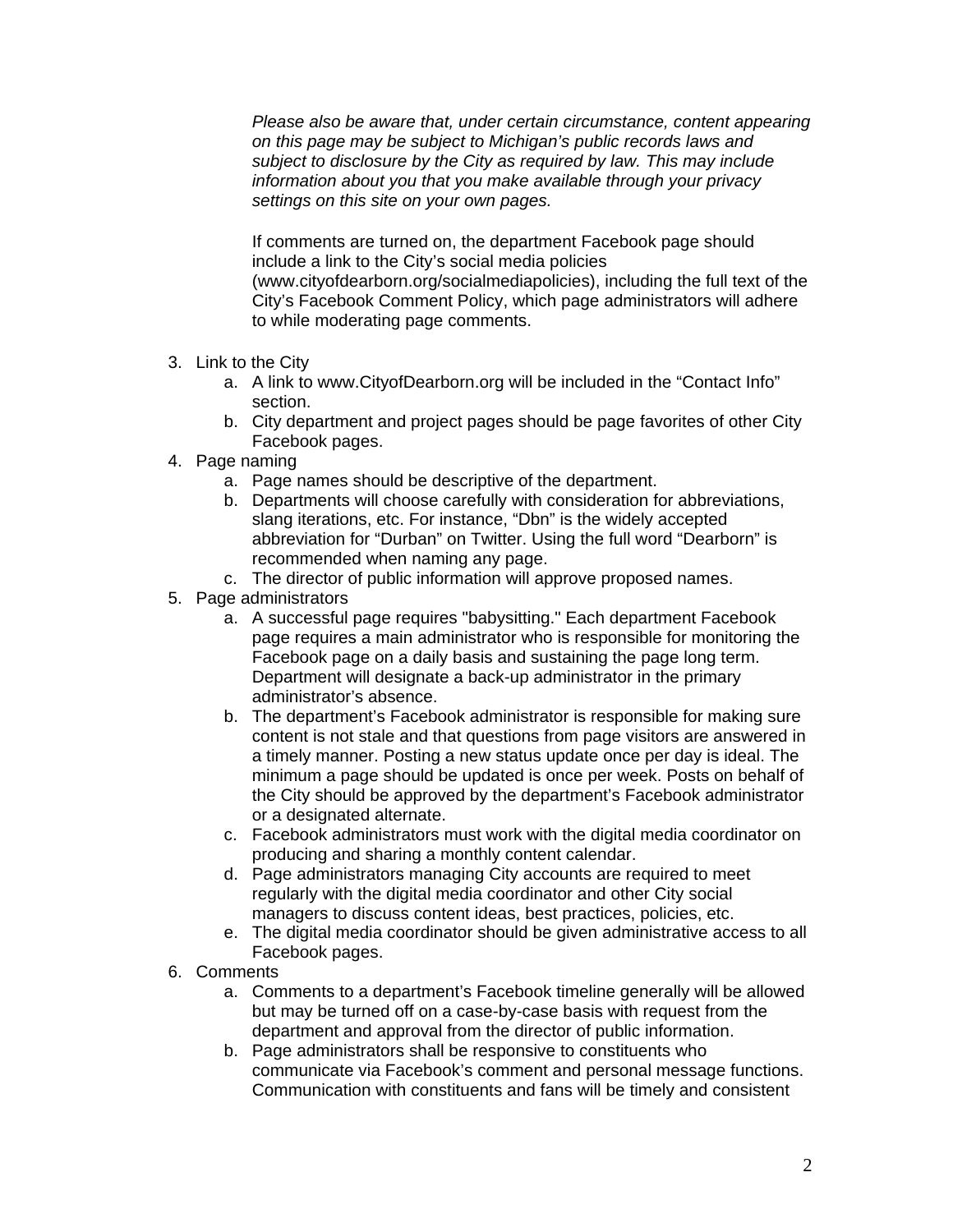*Please also be aware that, under certain circumstance, content appearing on this page may be subject to Michigan's public records laws and subject to disclosure by the City as required by law. This may include information about you that you make available through your privacy settings on this site on your own pages.*

If comments are turned on, the department Facebook page should include a link to the City's social media policies (www.cityofdearborn.org/socialmediapolicies), including the full text of the City's Facebook Comment Policy, which page administrators will adhere to while moderating page comments.

3. Link to the City
   a. A link to www.CityofDearborn.org will be included in the "Contact Info" section.
   b. City department and project pages should be page favorites of other City Facebook pages.
4. Page naming
   a. Page names should be descriptive of the department.
   b. Departments will choose carefully with consideration for abbreviations, slang iterations, etc. For instance, "Dbn" is the widely accepted abbreviation for "Durban" on Twitter. Using the full word "Dearborn" is recommended when naming any page.
   c. The director of public information will approve proposed names.
5. Page administrators
   a. A successful page requires "babysitting." Each department Facebook page requires a main administrator who is responsible for monitoring the Facebook page on a daily basis and sustaining the page long term. Department will designate a back-up administrator in the primary administrator's absence.
   b. The department's Facebook administrator is responsible for making sure content is not stale and that questions from page visitors are answered in a timely manner. Posting a new status update once per day is ideal. The minimum a page should be updated is once per week. Posts on behalf of the City should be approved by the department's Facebook administrator or a designated alternate.
   c. Facebook administrators must work with the digital media coordinator on producing and sharing a monthly content calendar.
   d. Page administrators managing City accounts are required to meet regularly with the digital media coordinator and other City social managers to discuss content ideas, best practices, policies, etc.
   e. The digital media coordinator should be given administrative access to all Facebook pages.
6. Comments
   a. Comments to a department's Facebook timeline generally will be allowed but may be turned off on a case-by-case basis with request from the department and approval from the director of public information.
   b. Page administrators shall be responsive to constituents who communicate via Facebook's comment and personal message functions. Communication with constituents and fans will be timely and consistent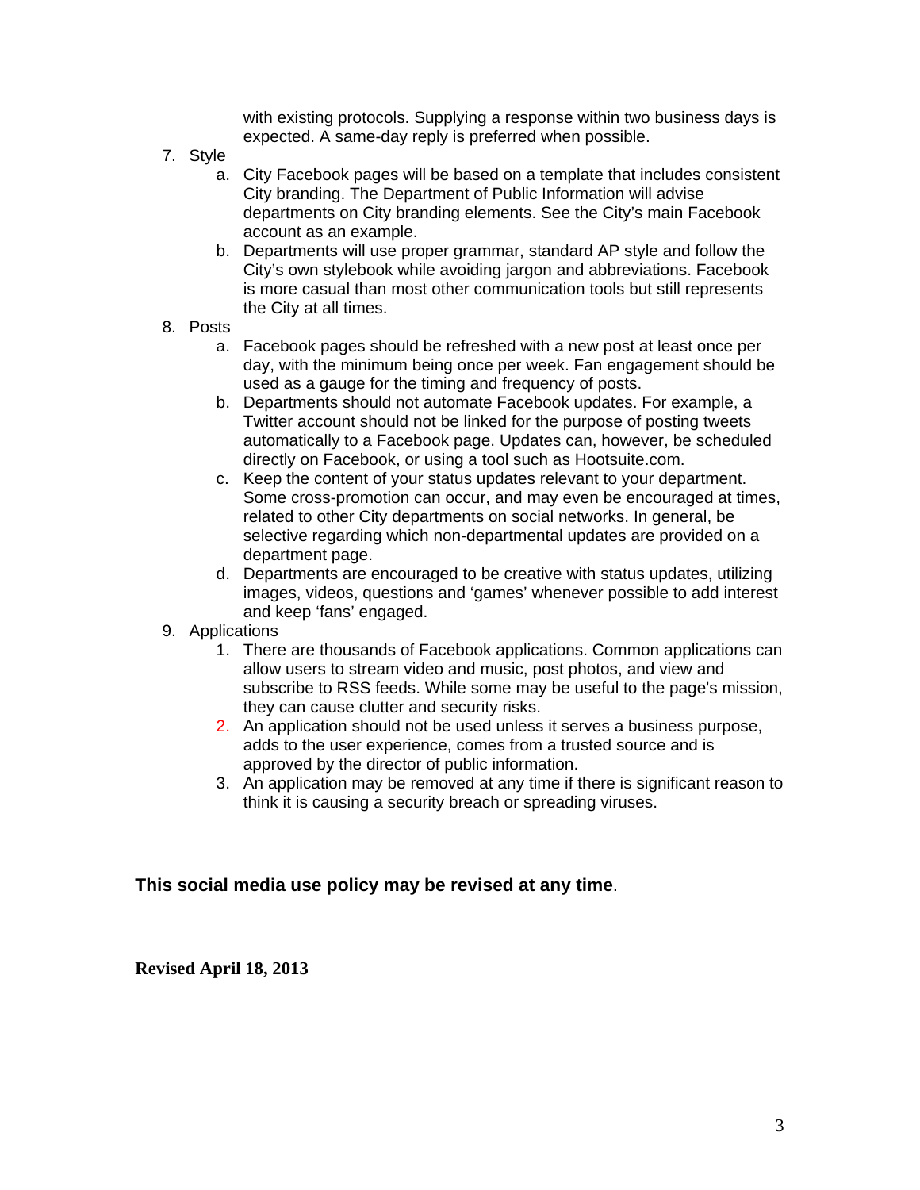with existing protocols. Supplying a response within two business days is expected. A same-day reply is preferred when possible.

7. Style
    a. City Facebook pages will be based on a template that includes consistent City branding. The Department of Public Information will advise departments on City branding elements. See the City's main Facebook account as an example.
    b. Departments will use proper grammar, standard AP style and follow the City's own stylebook while avoiding jargon and abbreviations. Facebook is more casual than most other communication tools but still represents the City at all times.
8. Posts
    a. Facebook pages should be refreshed with a new post at least once per day, with the minimum being once per week. Fan engagement should be used as a gauge for the timing and frequency of posts.
    b. Departments should not automate Facebook updates. For example, a Twitter account should not be linked for the purpose of posting tweets automatically to a Facebook page. Updates can, however, be scheduled directly on Facebook, or using a tool such as Hootsuite.com.
    c. Keep the content of your status updates relevant to your department. Some cross-promotion can occur, and may even be encouraged at times, related to other City departments on social networks. In general, be selective regarding which non-departmental updates are provided on a department page.
    d. Departments are encouraged to be creative with status updates, utilizing images, videos, questions and 'games' whenever possible to add interest and keep 'fans' engaged.
9. Applications
    1. There are thousands of Facebook applications. Common applications can allow users to stream video and music, post photos, and view and subscribe to RSS feeds. While some may be useful to the page's mission, they can cause clutter and security risks.
    2. An application should not be used unless it serves a business purpose, adds to the user experience, comes from a trusted source and is approved by the director of public information.
    3. An application may be removed at any time if there is significant reason to think it is causing a security breach or spreading viruses.

**This social media use policy may be revised at any time**.

**Revised April 18, 2013**